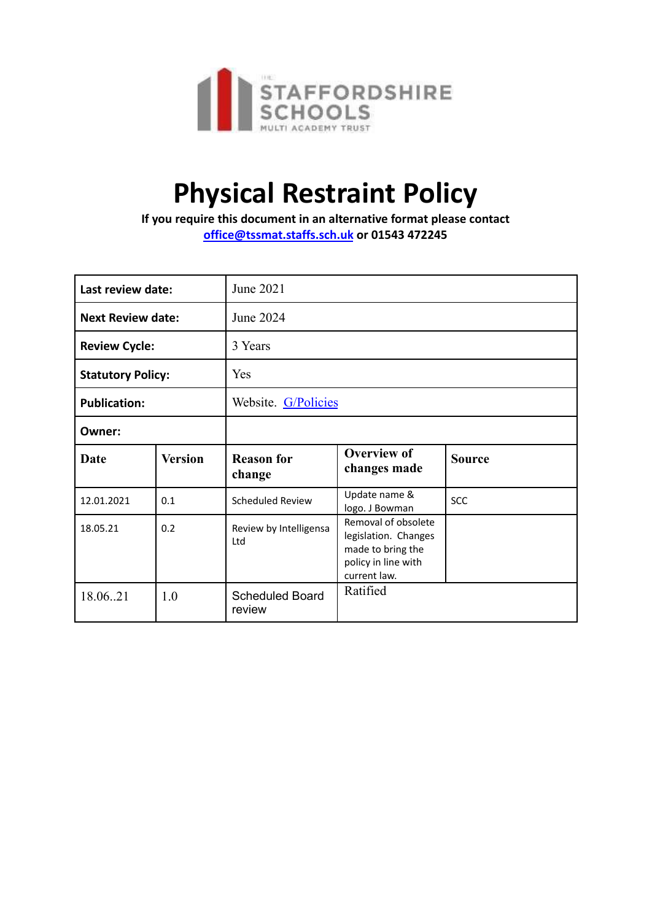THE STAFFORDSHIRE SCHOOLS MULTI ACADEMY TRUST

# Physical Restraint Policy

**If you require this document in an alternative format please contact office@tssmat.staffs.sch.uk or 01543 472245**

| **Last review date:** | June 2021 | | | |
|---|---|---|---|---|
| **Next Review date:** | June 2024 | | | |
| **Review Cycle:** | 3 Years | | | |
| **Statutory Policy:** | Yes | | | |
| **Publication:** | Website. G/Policies | | | |
| **Owner:** | | | | |
| **Date** | **Version** | **Reason for change** | **Overview of changes made** | **Source** |
| 12.01.2021 | 0.1 | Scheduled Review | Update name & logo. J Bowman | SCC |
| 18.05.21 | 0.2 | Review by Intelligensa Ltd | Removal of obsolete legislation. Changes made to bring the policy in line with current law. | |
| 18.06..21 | 1.0 | Scheduled Board review | Ratified | |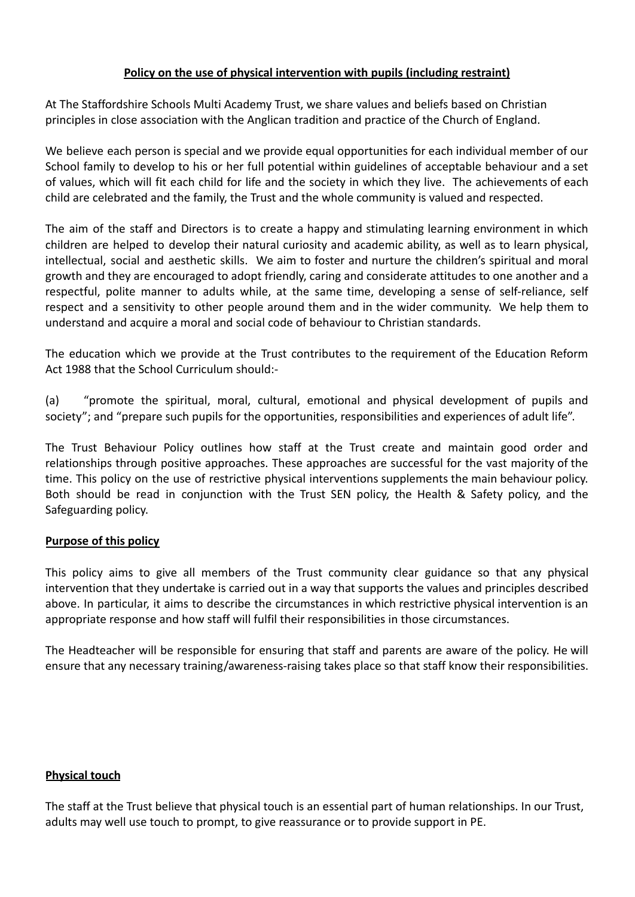**Policy on the use of physical intervention with pupils (including restraint)**

At The Staffordshire Schools Multi Academy Trust, we share values and beliefs based on Christian principles in close association with the Anglican tradition and practice of the Church of England.

We believe each person is special and we provide equal opportunities for each individual member of our School family to develop to his or her full potential within guidelines of acceptable behaviour and a set of values, which will fit each child for life and the society in which they live. The achievements of each child are celebrated and the family, the Trust and the whole community is valued and respected.

The aim of the staff and Directors is to create a happy and stimulating learning environment in which children are helped to develop their natural curiosity and academic ability, as well as to learn physical, intellectual, social and aesthetic skills. We aim to foster and nurture the children's spiritual and moral growth and they are encouraged to adopt friendly, caring and considerate attitudes to one another and a respectful, polite manner to adults while, at the same time, developing a sense of self-reliance, self respect and a sensitivity to other people around them and in the wider community. We help them to understand and acquire a moral and social code of behaviour to Christian standards.

The education which we provide at the Trust contributes to the requirement of the Education Reform Act 1988 that the School Curriculum should:-

(a) "promote the spiritual, moral, cultural, emotional and physical development of pupils and society"; and "prepare such pupils for the opportunities, responsibilities and experiences of adult life".

The Trust Behaviour Policy outlines how staff at the Trust create and maintain good order and relationships through positive approaches. These approaches are successful for the vast majority of the time. This policy on the use of restrictive physical interventions supplements the main behaviour policy. Both should be read in conjunction with the Trust SEN policy, the Health & Safety policy, and the Safeguarding policy.

**Purpose of this policy**

This policy aims to give all members of the Trust community clear guidance so that any physical intervention that they undertake is carried out in a way that supports the values and principles described above. In particular, it aims to describe the circumstances in which restrictive physical intervention is an appropriate response and how staff will fulfil their responsibilities in those circumstances.

The Headteacher will be responsible for ensuring that staff and parents are aware of the policy. He will ensure that any necessary training/awareness-raising takes place so that staff know their responsibilities.

**Physical touch**

The staff at the Trust believe that physical touch is an essential part of human relationships. In our Trust, adults may well use touch to prompt, to give reassurance or to provide support in PE.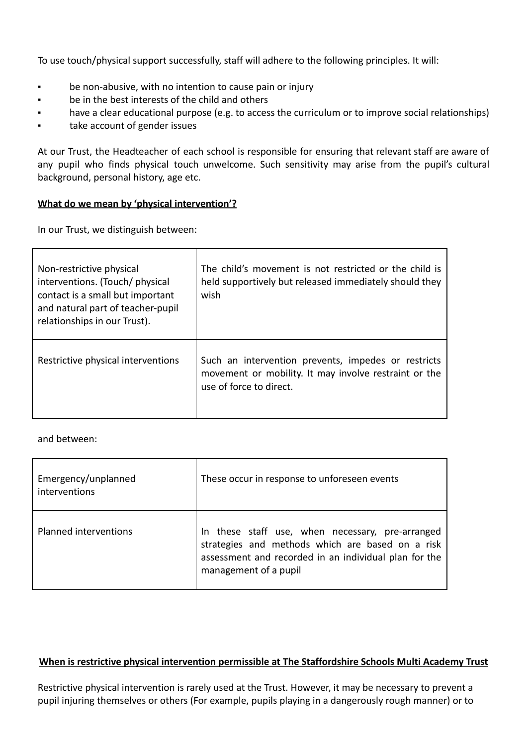To use touch/physical support successfully, staff will adhere to the following principles. It will:

- be non-abusive, with no intention to cause pain or injury
- be in the best interests of the child and others
- have a clear educational purpose (e.g. to access the curriculum or to improve social relationships)
- take account of gender issues

At our Trust, the Headteacher of each school is responsible for ensuring that relevant staff are aware of any pupil who finds physical touch unwelcome. Such sensitivity may arise from the pupil's cultural background, personal history, age etc.

**What do we mean by 'physical intervention'?**

In our Trust, we distinguish between:

| | |
|---|---|
| Non-restrictive physical interventions. (Touch/ physical contact is a small but important and natural part of teacher-pupil relationships in our Trust). | The child's movement is not restricted or the child is held supportively but released immediately should they wish |
| Restrictive physical interventions | Such an intervention prevents, impedes or restricts movement or mobility. It may involve restraint or the use of force to direct. |

and between:

| | |
|---|---|
| Emergency/unplanned interventions | These occur in response to unforeseen events |
| Planned interventions | In these staff use, when necessary, pre-arranged strategies and methods which are based on a risk assessment and recorded in an individual plan for the management of a pupil |

**When is restrictive physical intervention permissible at The Staffordshire Schools Multi Academy Trust**

Restrictive physical intervention is rarely used at the Trust. However, it may be necessary to prevent a pupil injuring themselves or others (For example, pupils playing in a dangerously rough manner) or to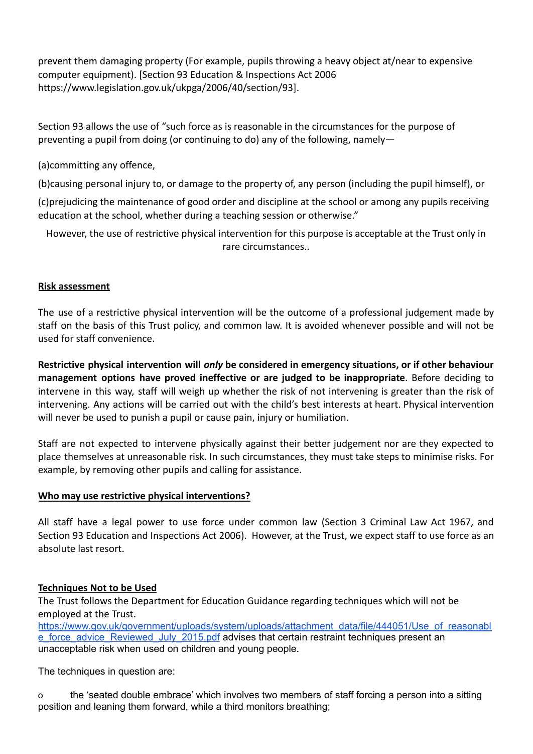prevent them damaging property (For example, pupils throwing a heavy object at/near to expensive computer equipment). [Section 93 Education & Inspections Act 2006 https://www.legislation.gov.uk/ukpga/2006/40/section/93].

Section 93 allows the use of "such force as is reasonable in the circumstances for the purpose of preventing a pupil from doing (or continuing to do) any of the following, namely—

(a)committing any offence,

(b)causing personal injury to, or damage to the property of, any person (including the pupil himself), or

(c)prejudicing the maintenance of good order and discipline at the school or among any pupils receiving education at the school, whether during a teaching session or otherwise."

However, the use of restrictive physical intervention for this purpose is acceptable at the Trust only in rare circumstances..

**<u>Risk assessment</u>**

The use of a restrictive physical intervention will be the outcome of a professional judgement made by staff on the basis of this Trust policy, and common law. It is avoided whenever possible and will not be used for staff convenience.

**Restrictive physical intervention will *only* be considered in emergency situations, or if other behaviour management options have proved ineffective or are judged to be inappropriate**. Before deciding to intervene in this way, staff will weigh up whether the risk of not intervening is greater than the risk of intervening. Any actions will be carried out with the child's best interests at heart. Physical intervention will never be used to punish a pupil or cause pain, injury or humiliation.

Staff are not expected to intervene physically against their better judgement nor are they expected to place themselves at unreasonable risk. In such circumstances, they must take steps to minimise risks. For example, by removing other pupils and calling for assistance.

**<u>Who may use restrictive physical interventions?</u>**

All staff have a legal power to use force under common law (Section 3 Criminal Law Act 1967, and Section 93 Education and Inspections Act 2006). However, at the Trust, we expect staff to use force as an absolute last resort.

**<u>Techniques Not to be Used</u>**

The Trust follows the Department for Education Guidance regarding techniques which will not be employed at the Trust.
https://www.gov.uk/government/uploads/system/uploads/attachment_data/file/444051/Use_of_reasonable_force_advice_Reviewed_July_2015.pdf advises that certain restraint techniques present an unacceptable risk when used on children and young people.

The techniques in question are:

- the 'seated double embrace' which involves two members of staff forcing a person into a sitting position and leaning them forward, while a third monitors breathing;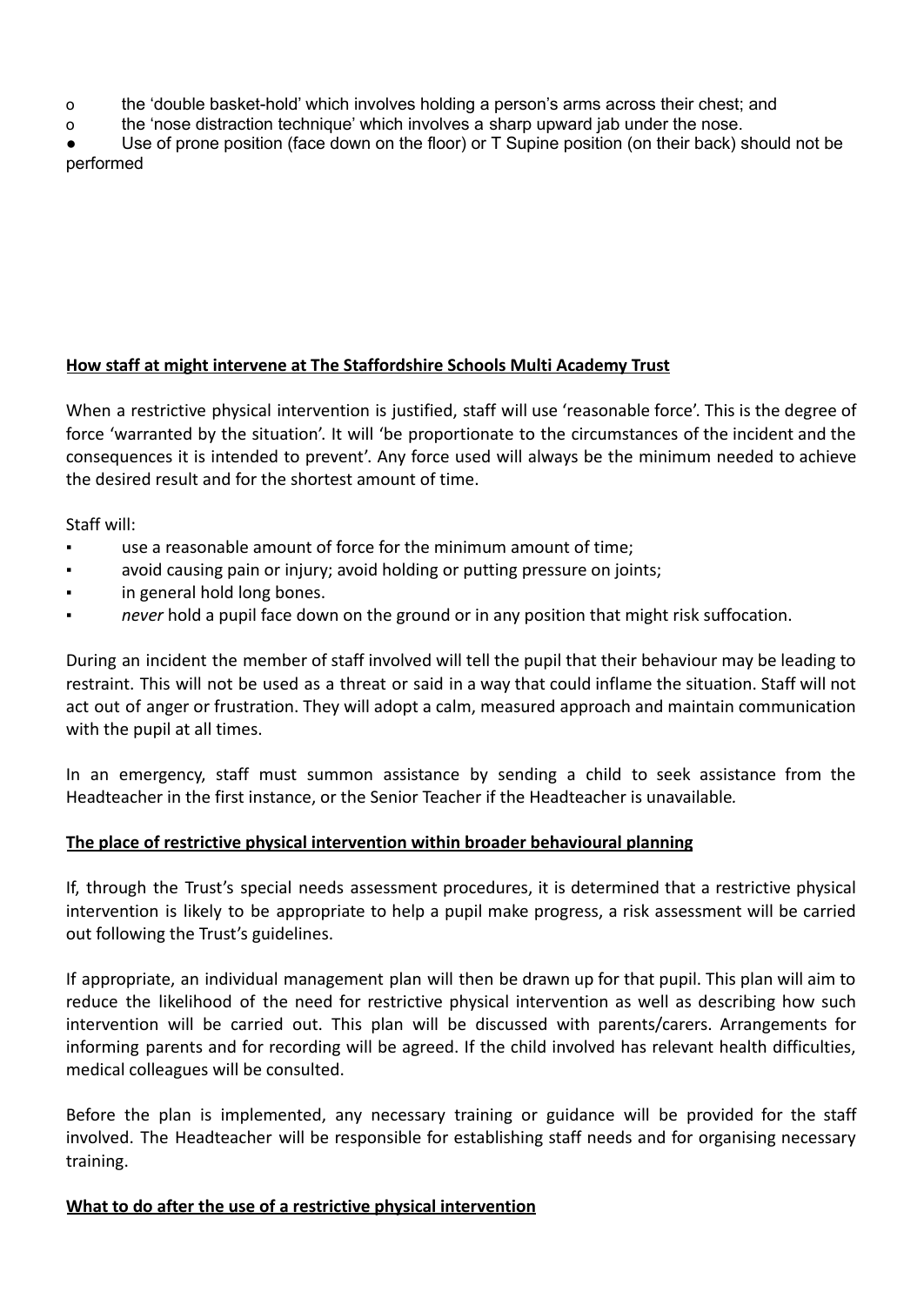- o the 'double basket-hold' which involves holding a person's arms across their chest; and
- o the 'nose distraction technique' which involves a sharp upward jab under the nose.

● Use of prone position (face down on the floor) or T Supine position (on their back) should not be performed

**How staff at might intervene at The Staffordshire Schools Multi Academy Trust**

When a restrictive physical intervention is justified, staff will use 'reasonable force'. This is the degree of force 'warranted by the situation'. It will 'be proportionate to the circumstances of the incident and the consequences it is intended to prevent'. Any force used will always be the minimum needed to achieve the desired result and for the shortest amount of time.

Staff will:

- use a reasonable amount of force for the minimum amount of time;
- avoid causing pain or injury; avoid holding or putting pressure on joints;
- in general hold long bones.
- *never* hold a pupil face down on the ground or in any position that might risk suffocation.

During an incident the member of staff involved will tell the pupil that their behaviour may be leading to restraint. This will not be used as a threat or said in a way that could inflame the situation. Staff will not act out of anger or frustration. They will adopt a calm, measured approach and maintain communication with the pupil at all times.

In an emergency, staff must summon assistance by sending a child to seek assistance from the Headteacher in the first instance, or the Senior Teacher if the Headteacher is unavailable.

**The place of restrictive physical intervention within broader behavioural planning**

If, through the Trust's special needs assessment procedures, it is determined that a restrictive physical intervention is likely to be appropriate to help a pupil make progress, a risk assessment will be carried out following the Trust's guidelines.

If appropriate, an individual management plan will then be drawn up for that pupil. This plan will aim to reduce the likelihood of the need for restrictive physical intervention as well as describing how such intervention will be carried out. This plan will be discussed with parents/carers. Arrangements for informing parents and for recording will be agreed. If the child involved has relevant health difficulties, medical colleagues will be consulted.

Before the plan is implemented, any necessary training or guidance will be provided for the staff involved. The Headteacher will be responsible for establishing staff needs and for organising necessary training.

**What to do after the use of a restrictive physical intervention**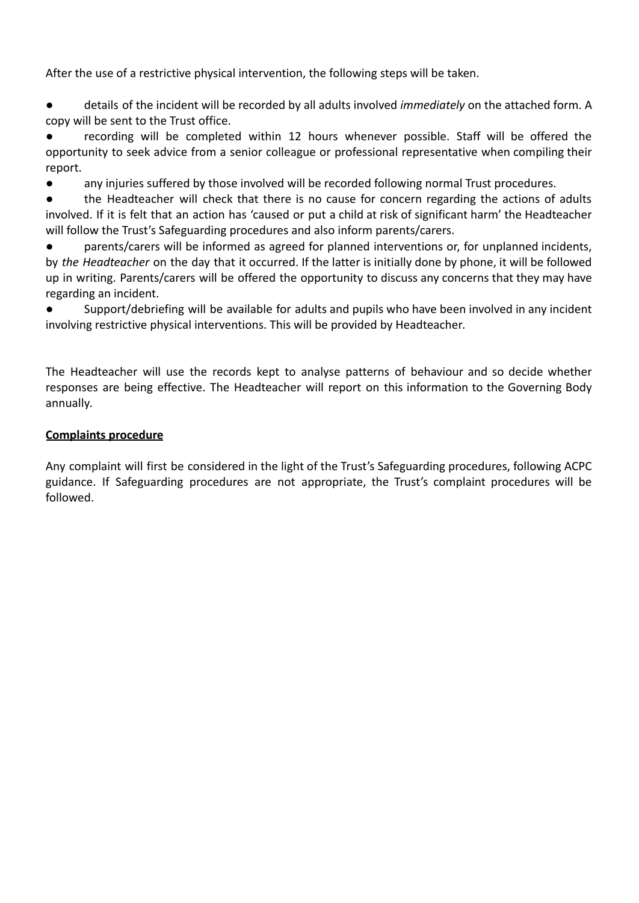After the use of a restrictive physical intervention, the following steps will be taken.

- details of the incident will be recorded by all adults involved *immediately* on the attached form. A copy will be sent to the Trust office.
- recording will be completed within 12 hours whenever possible. Staff will be offered the opportunity to seek advice from a senior colleague or professional representative when compiling their report.
- any injuries suffered by those involved will be recorded following normal Trust procedures.
- the Headteacher will check that there is no cause for concern regarding the actions of adults involved. If it is felt that an action has 'caused or put a child at risk of significant harm' the Headteacher will follow the Trust's Safeguarding procedures and also inform parents/carers.
- parents/carers will be informed as agreed for planned interventions or, for unplanned incidents, by *the Headteacher* on the day that it occurred. If the latter is initially done by phone, it will be followed up in writing. Parents/carers will be offered the opportunity to discuss any concerns that they may have regarding an incident.
- Support/debriefing will be available for adults and pupils who have been involved in any incident involving restrictive physical interventions. This will be provided by Headteacher.

The Headteacher will use the records kept to analyse patterns of behaviour and so decide whether responses are being effective. The Headteacher will report on this information to the Governing Body annually.

**Complaints procedure**

Any complaint will first be considered in the light of the Trust's Safeguarding procedures, following ACPC guidance. If Safeguarding procedures are not appropriate, the Trust's complaint procedures will be followed.